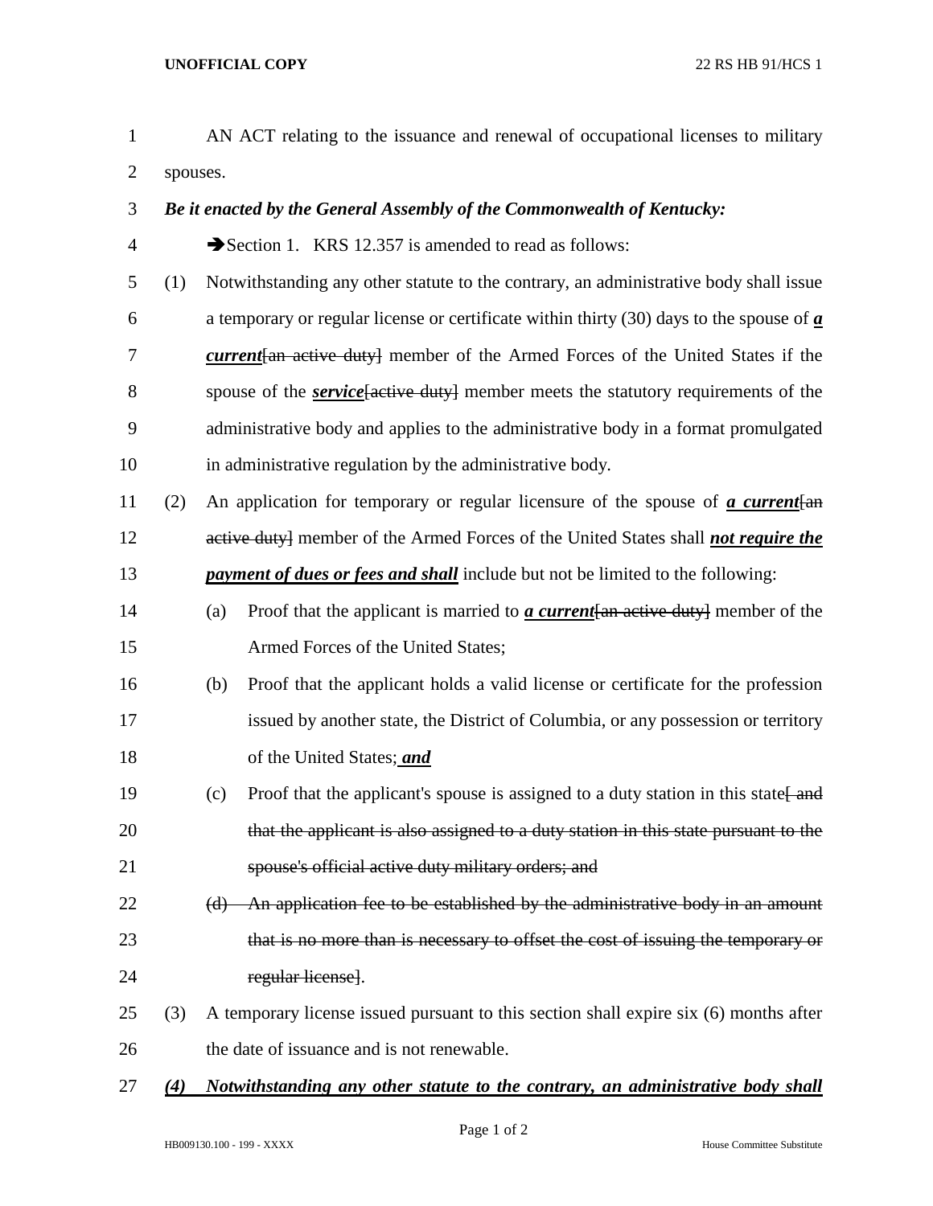AN ACT relating to the issuance and renewal of occupational licenses to military spouses.

***Be it enacted by the General Assembly of the Commonwealth of Kentucky:***

➔Section 1. KRS 12.357 is amended to read as follows:

(1) Notwithstanding any other statute to the contrary, an administrative body shall issue a temporary or regular license or certificate within thirty (30) days to the spouse of ***a current***~~[an active duty]~~ member of the Armed Forces of the United States if the spouse of the ***service***~~[active duty]~~ member meets the statutory requirements of the administrative body and applies to the administrative body in a format promulgated in administrative regulation by the administrative body.

(2) An application for temporary or regular licensure of the spouse of ***a current***~~[an active duty]~~ member of the Armed Forces of the United States shall ***not require the payment of dues or fees and shall*** include but not be limited to the following:

(a) Proof that the applicant is married to ***a current***~~[an active duty]~~ member of the Armed Forces of the United States;

(b) Proof that the applicant holds a valid license or certificate for the profession issued by another state, the District of Columbia, or any possession or territory of the United States; ***and***

(c) Proof that the applicant's spouse is assigned to a duty station in this state~~[ and that the applicant is also assigned to a duty station in this state pursuant to the spouse's official active duty military orders; and~~

~~(d) An application fee to be established by the administrative body in an amount that is no more than is necessary to offset the cost of issuing the temporary or regular license]~~.

(3) A temporary license issued pursuant to this section shall expire six (6) months after the date of issuance and is not renewable.

***(4) Notwithstanding any other statute to the contrary, an administrative body shall***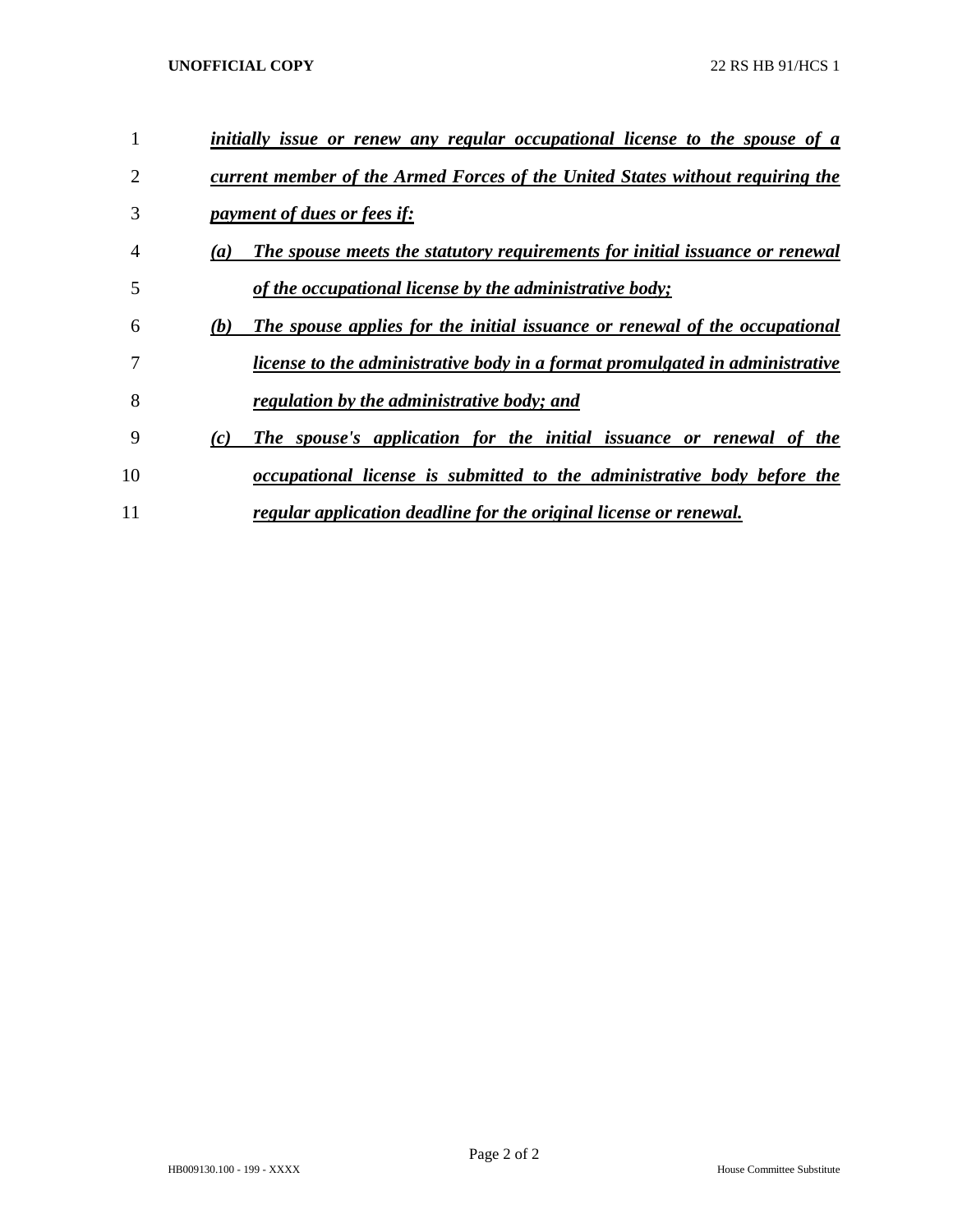***initially issue or renew any regular occupational license to the spouse of a current member of the Armed Forces of the United States without requiring the payment of dues or fees if:***

***(a) The spouse meets the statutory requirements for initial issuance or renewal of the occupational license by the administrative body;***

***(b) The spouse applies for the initial issuance or renewal of the occupational license to the administrative body in a format promulgated in administrative regulation by the administrative body; and***

***(c) The spouse's application for the initial issuance or renewal of the occupational license is submitted to the administrative body before the regular application deadline for the original license or renewal.***